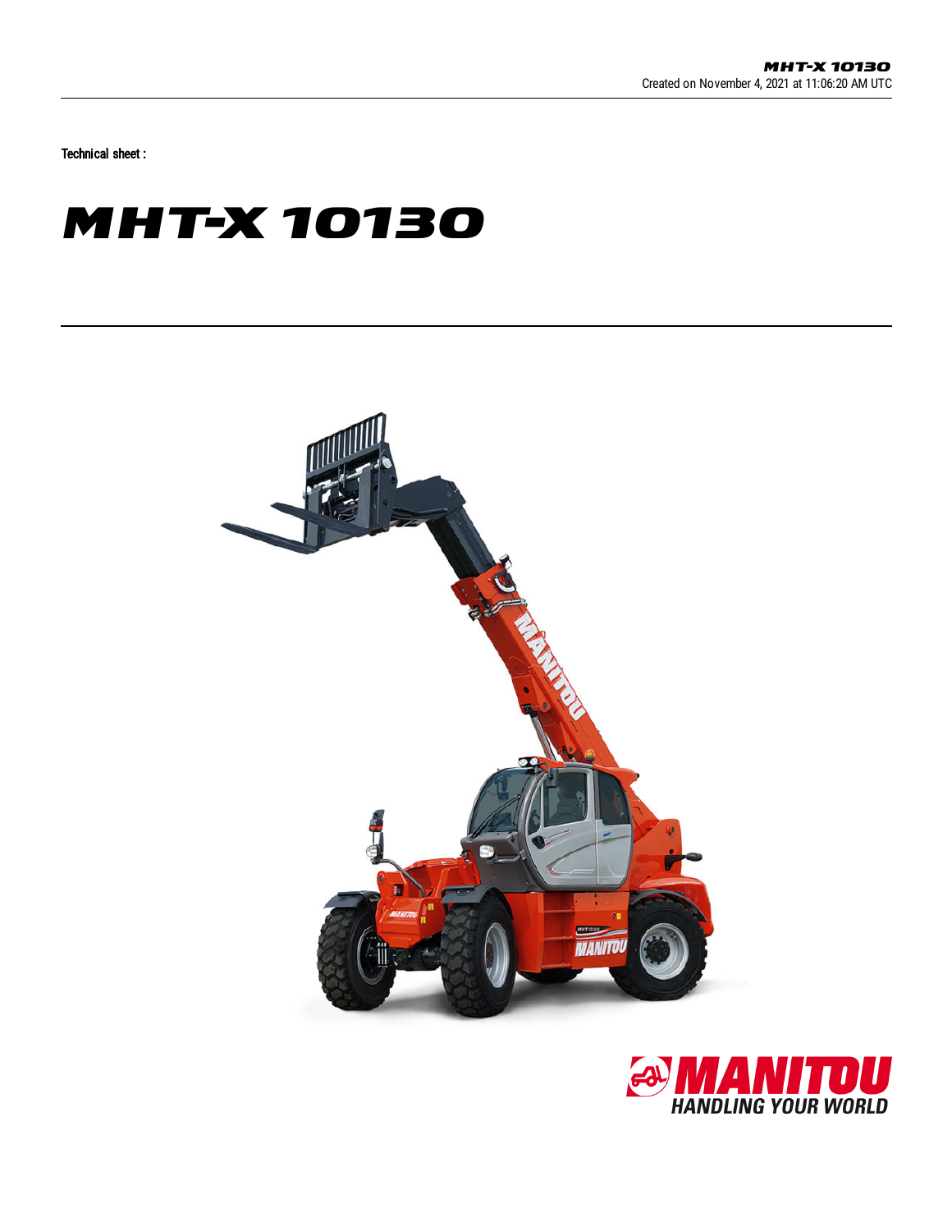Technical sheet :

# MHT-X 10130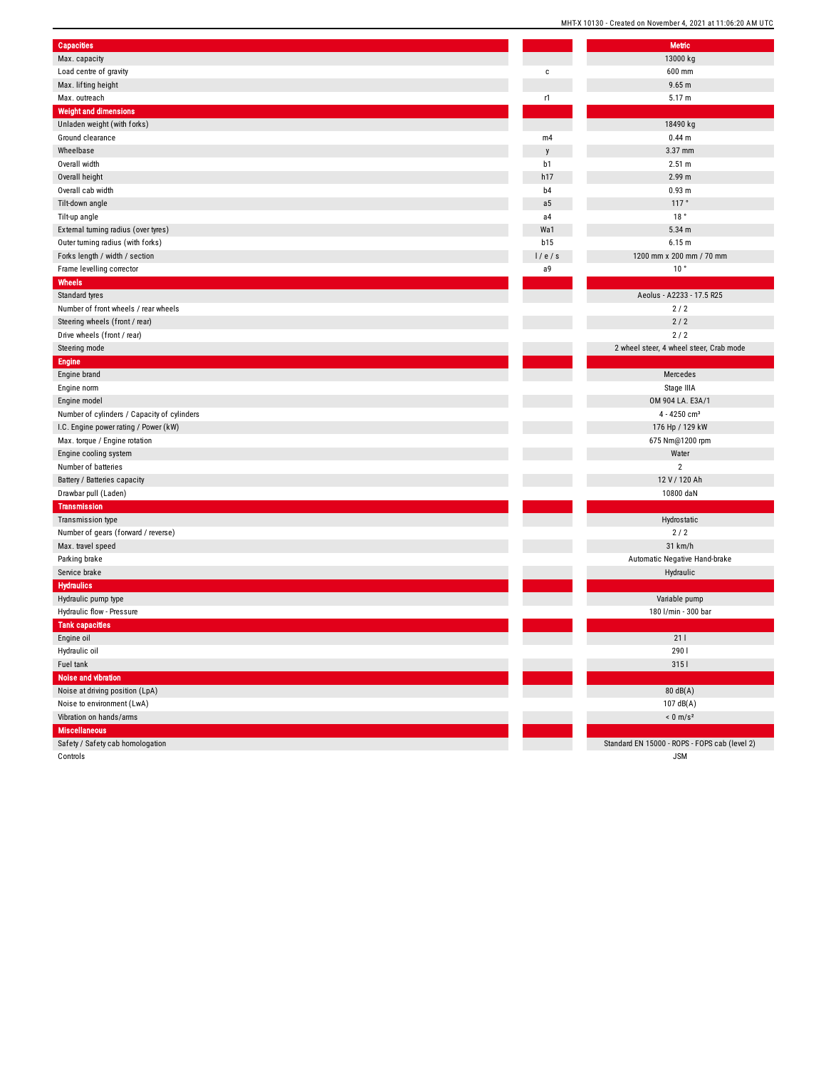| Capacities | | Metric |
|---|---|---|
| Max. capacity | | 13000 kg |
| Load centre of gravity | c | 600 mm |
| Max. lifting height | | 9.65 m |
| Max. outreach | r1 | 5.17 m |
| **Weight and dimensions** | | |
| Unladen weight (with forks) | | 18490 kg |
| Ground clearance | m4 | 0.44 m |
| Wheelbase | y | 3.37 mm |
| Overall width | b1 | 2.51 m |
| Overall height | h17 | 2.99 m |
| Overall cab width | b4 | 0.93 m |
| Tilt-down angle | a5 | 117 ° |
| Tilt-up angle | a4 | 18 ° |
| External turning radius (over tyres) | Wa1 | 5.34 m |
| Outer turning radius (with forks) | b15 | 6.15 m |
| Forks length / width / section | l / e / s | 1200 mm x 200 mm / 70 mm |
| Frame levelling corrector | a9 | 10 ° |
| **Wheels** | | |
| Standard tyres | | Aeolus - A2233 - 17.5 R25 |
| Number of front wheels / rear wheels | | 2 / 2 |
| Steering wheels (front / rear) | | 2 / 2 |
| Drive wheels (front / rear) | | 2 / 2 |
| Steering mode | | 2 wheel steer, 4 wheel steer, Crab mode |
| **Engine** | | |
| Engine brand | | Mercedes |
| Engine norm | | Stage IIIA |
| Engine model | | OM 904 LA. E3A/1 |
| Number of cylinders / Capacity of cylinders | | 4 - 4250 cm³ |
| I.C. Engine power rating / Power (kW) | | 176 Hp / 129 kW |
| Max. torque / Engine rotation | | 675 Nm@1200 rpm |
| Engine cooling system | | Water |
| Number of batteries | | 2 |
| Battery / Batteries capacity | | 12 V / 120 Ah |
| Drawbar pull (Laden) | | 10800 daN |
| **Transmission** | | |
| Transmission type | | Hydrostatic |
| Number of gears (forward / reverse) | | 2 / 2 |
| Max. travel speed | | 31 km/h |
| Parking brake | | Automatic Negative Hand-brake |
| Service brake | | Hydraulic |
| **Hydraulics** | | |
| Hydraulic pump type | | Variable pump |
| Hydraulic flow - Pressure | | 180 l/min - 300 bar |
| **Tank capacities** | | |
| Engine oil | | 21 l |
| Hydraulic oil | | 290 l |
| Fuel tank | | 315 l |
| **Noise and vibration** | | |
| Noise at driving position (LpA) | | 80 dB(A) |
| Noise to environment (LwA) | | 107 dB(A) |
| Vibration on hands/arms | | < 0 m/s² |
| **Miscellaneous** | | |
| Safety / Safety cab homologation | | Standard EN 15000 - ROPS - FOPS cab (level 2) |
| Controls | | JSM |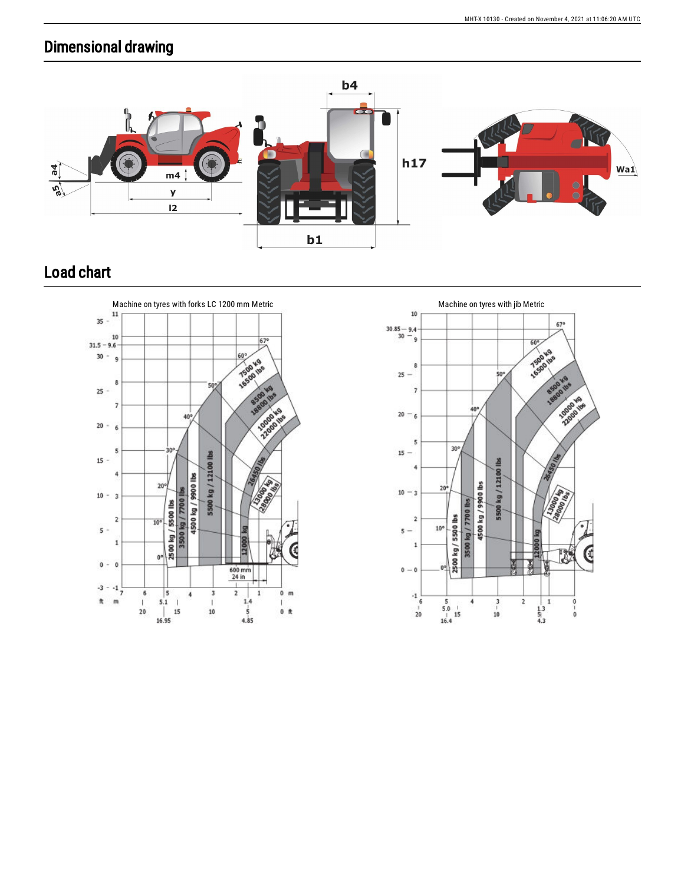## Dimensional drawing

## Load chart

Machine on tyres with forks LC 1200 mm Metric

Machine on tyres with jib Metric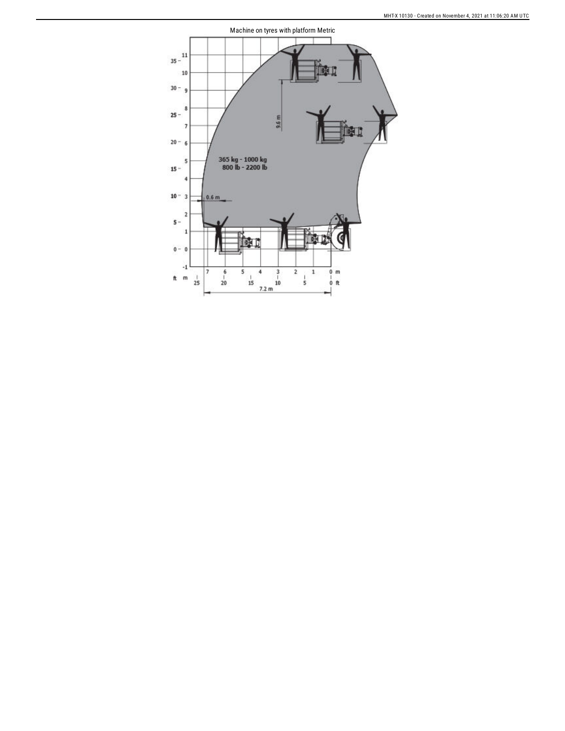Machine on tyres with platform Metric

365 kg - 1000 kg
800 lb - 2200 lb

9.6 m

0.6 m

7.2 m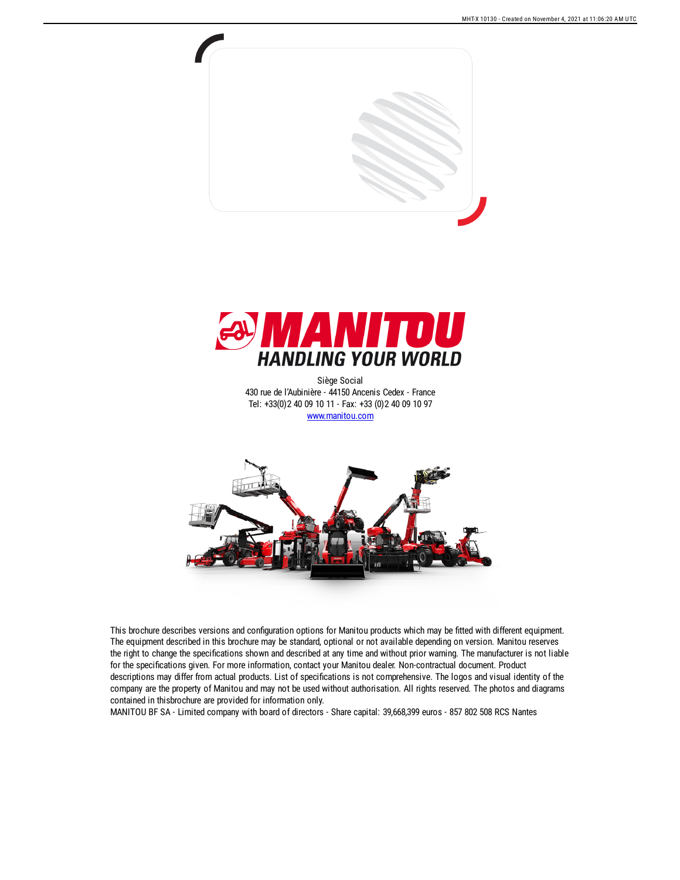MANITOU

HANDLING YOUR WORLD

Siège Social
430 rue de l'Aubinière - 44150 Ancenis Cedex - France
Tel: +33(0)2 40 09 10 11 - Fax: +33 (0)2 40 09 10 97
[www.manitou.com](http://www.manitou.com)

This brochure describes versions and configuration options for Manitou products which may be fitted with different equipment. The equipment described in this brochure may be standard, optional or not available depending on version. Manitou reserves the right to change the specifications shown and described at any time and without prior warning. The manufacturer is not liable for the specifications given. For more information, contact your Manitou dealer. Non-contractual document. Product descriptions may differ from actual products. List of specifications is not comprehensive. The logos and visual identity of the company are the property of Manitou and may not be used without authorisation. All rights reserved. The photos and diagrams contained in thisbrochure are provided for information only.
MANITOU BF SA - Limited company with board of directors - Share capital: 39,668,399 euros - 857 802 508 RCS Nantes